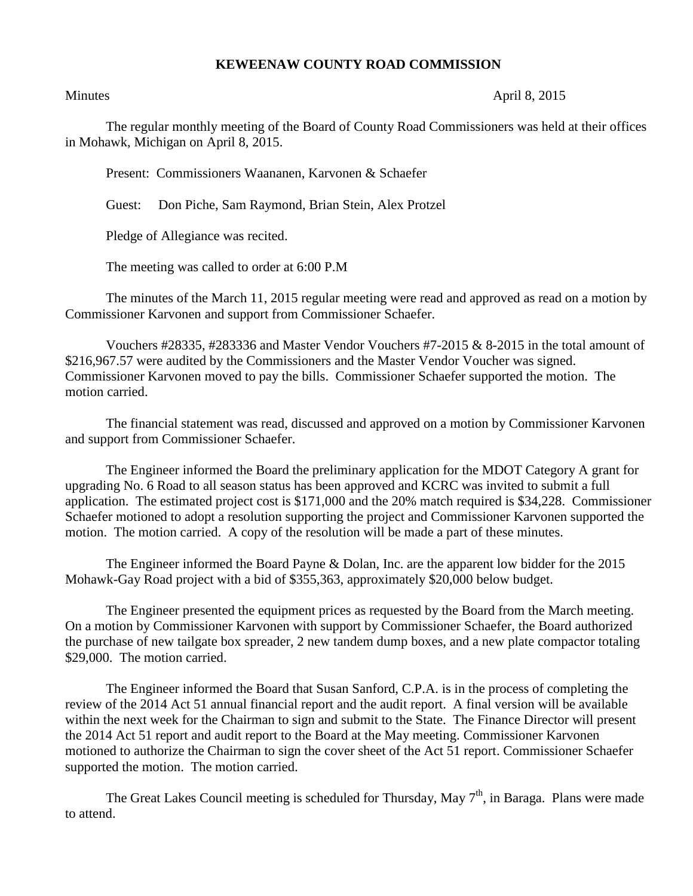# KEWEENAW COUNTY ROAD COMMISSION

Minutes April 8, 2015

The regular monthly meeting of the Board of County Road Commissioners was held at their offices in Mohawk, Michigan on April 8, 2015.

Present: Commissioners Waananen, Karvonen & Schaefer

Guest: Don Piche, Sam Raymond, Brian Stein, Alex Protzel

Pledge of Allegiance was recited.

The meeting was called to order at 6:00 P.M

The minutes of the March 11, 2015 regular meeting were read and approved as read on a motion by Commissioner Karvonen and support from Commissioner Schaefer.

Vouchers #28335, #283336 and Master Vendor Vouchers #7-2015 & 8-2015 in the total amount of $216,967.57 were audited by the Commissioners and the Master Vendor Voucher was signed. Commissioner Karvonen moved to pay the bills. Commissioner Schaefer supported the motion. The motion carried.

The financial statement was read, discussed and approved on a motion by Commissioner Karvonen and support from Commissioner Schaefer.

The Engineer informed the Board the preliminary application for the MDOT Category A grant for upgrading No. 6 Road to all season status has been approved and KCRC was invited to submit a full application. The estimated project cost is $171,000 and the 20% match required is $34,228. Commissioner Schaefer motioned to adopt a resolution supporting the project and Commissioner Karvonen supported the motion. The motion carried. A copy of the resolution will be made a part of these minutes.

The Engineer informed the Board Payne & Dolan, Inc. are the apparent low bidder for the 2015 Mohawk-Gay Road project with a bid of $355,363, approximately $20,000 below budget.

The Engineer presented the equipment prices as requested by the Board from the March meeting. On a motion by Commissioner Karvonen with support by Commissioner Schaefer, the Board authorized the purchase of new tailgate box spreader, 2 new tandem dump boxes, and a new plate compactor totaling $29,000. The motion carried.

The Engineer informed the Board that Susan Sanford, C.P.A. is in the process of completing the review of the 2014 Act 51 annual financial report and the audit report. A final version will be available within the next week for the Chairman to sign and submit to the State. The Finance Director will present the 2014 Act 51 report and audit report to the Board at the May meeting. Commissioner Karvonen motioned to authorize the Chairman to sign the cover sheet of the Act 51 report. Commissioner Schaefer supported the motion. The motion carried.

The Great Lakes Council meeting is scheduled for Thursday, May 7th, in Baraga. Plans were made to attend.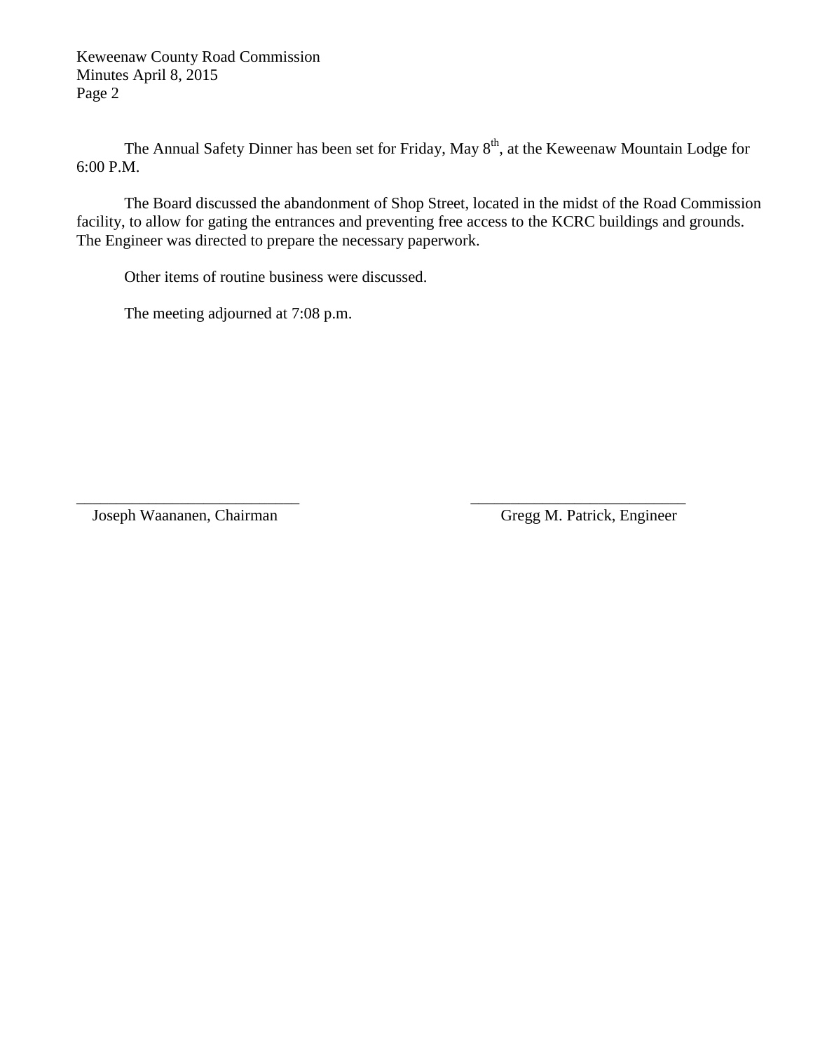The Annual Safety Dinner has been set for Friday, May 8th, at the Keweenaw Mountain Lodge for 6:00 P.M.

The Board discussed the abandonment of Shop Street, located in the midst of the Road Commission facility, to allow for gating the entrances and preventing free access to the KCRC buildings and grounds. The Engineer was directed to prepare the necessary paperwork.

Other items of routine business were discussed.

The meeting adjourned at 7:08 p.m.

_____________________________ _____________________________

Joseph Waananen, Chairman Gregg M. Patrick, Engineer